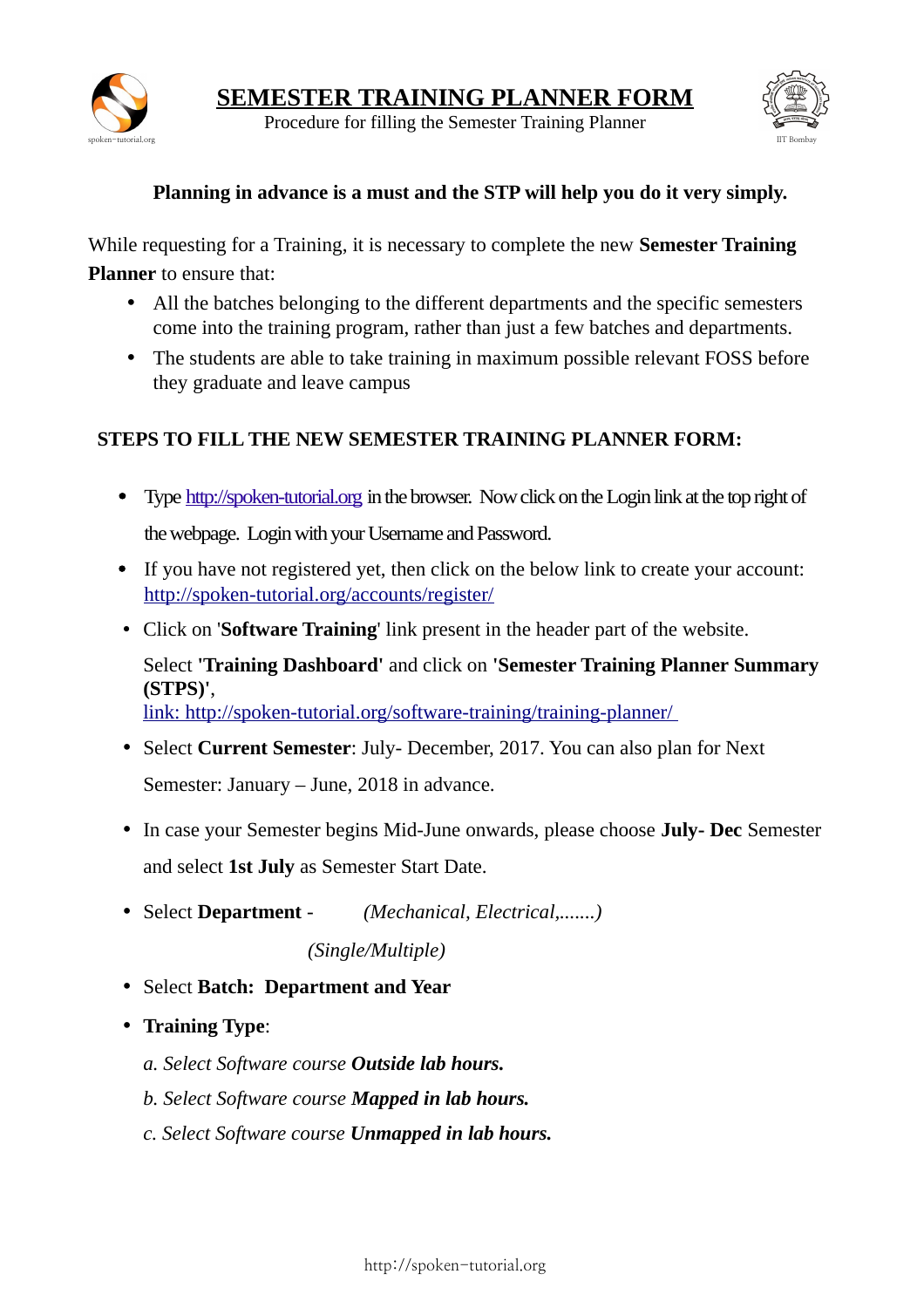# SEMESTER TRAINING PLANNER FORM

Procedure for filling the Semester Training Planner

**Planning in advance is a must and the STP will help you do it very simply.**

While requesting for a Training, it is necessary to complete the new **Semester Training Planner** to ensure that:

- All the batches belonging to the different departments and the specific semesters come into the training program, rather than just a few batches and departments.
- The students are able to take training in maximum possible relevant FOSS before they graduate and leave campus

## STEPS TO FILL THE NEW SEMESTER TRAINING PLANNER FORM:

- Type http://spoken-tutorial.org in the browser. Now click on the Login link at the top right of the webpage. Login with your Username and Password.
- If you have not registered yet, then click on the below link to create your account: http://spoken-tutorial.org/accounts/register/
- Click on '**Software Training**' link present in the header part of the website.

  Select **'Training Dashboard'** and click on **'Semester Training Planner Summary (STPS)'**,
  link: http://spoken-tutorial.org/software-training/training-planner/
- Select **Current Semester**: July- December, 2017. You can also plan for Next Semester: January – June, 2018 in advance.
- In case your Semester begins Mid-June onwards, please choose **July- Dec** Semester and select **1st July** as Semester Start Date.
- Select **Department** - *(Mechanical, Electrical,.......)*

  *(Single/Multiple)*
- Select **Batch: Department and Year**
- **Training Type**:

  *a. Select Software course **Outside lab hours.***

  *b. Select Software course **Mapped in lab hours.***

  *c. Select Software course **Unmapped in lab hours.***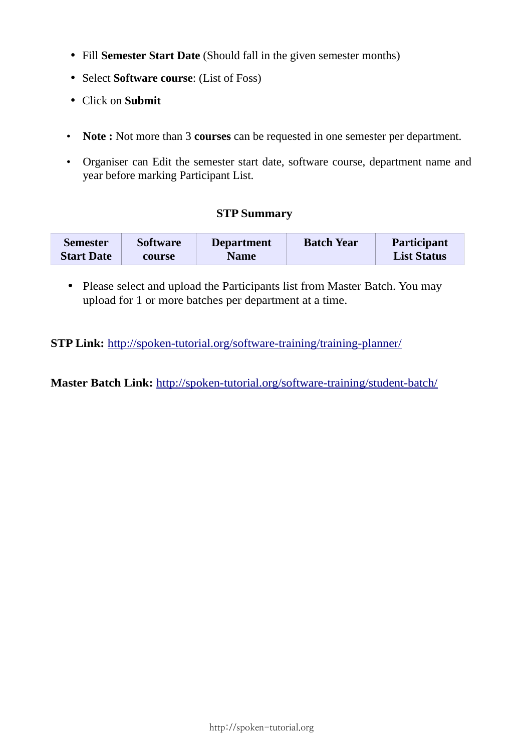- Fill **Semester Start Date** (Should fall in the given semester months)
- Select **Software course**: (List of Foss)
- Click on **Submit**

- **Note :** Not more than 3 **courses** can be requested in one semester per department.
- Organiser can Edit the semester start date, software course, department name and year before marking Participant List.

**STP Summary**

| Semester Start Date | Software course | Department Name | Batch Year | Participant List Status |
|---|---|---|---|---|

- Please select and upload the Participants list from Master Batch. You may upload for 1 or more batches per department at a time.

**STP Link:** http://spoken-tutorial.org/software-training/training-planner/

**Master Batch Link:** http://spoken-tutorial.org/software-training/student-batch/